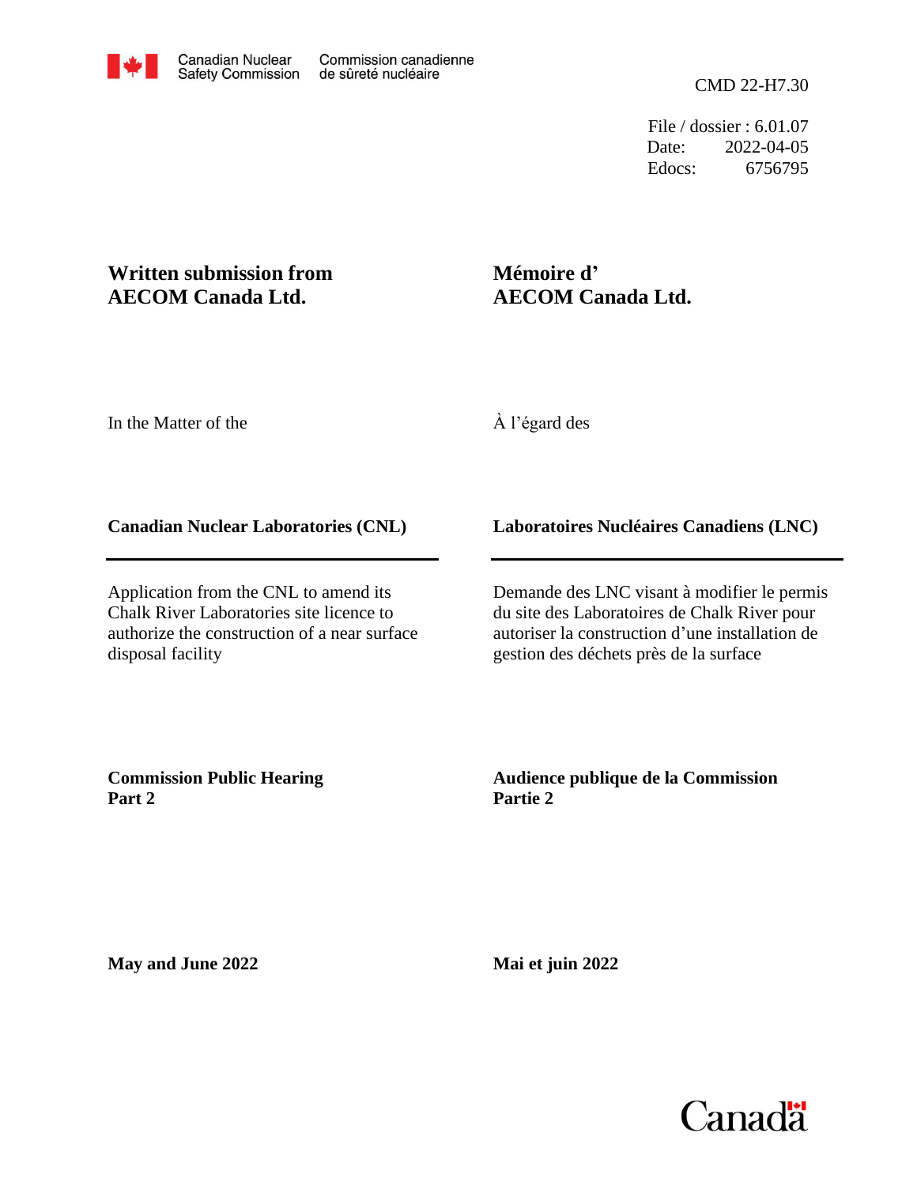Canadian Nuclear Safety Commission — Commission canadienne de sûreté nucléaire

CMD 22-H7.30

File / dossier : 6.01.07
Date: 2022-04-05
Edocs: 6756795

**Written submission from AECOM Canada Ltd.**

**Mémoire d' AECOM Canada Ltd.**

In the Matter of the

À l'égard des

**Canadian Nuclear Laboratories (CNL)**

**Laboratoires Nucléaires Canadiens (LNC)**

Application from the CNL to amend its Chalk River Laboratories site licence to authorize the construction of a near surface disposal facility

Demande des LNC visant à modifier le permis du site des Laboratoires de Chalk River pour autoriser la construction d'une installation de gestion des déchets près de la surface

**Commission Public Hearing Part 2**

**Audience publique de la Commission Partie 2**

**May and June 2022**

**Mai et juin 2022**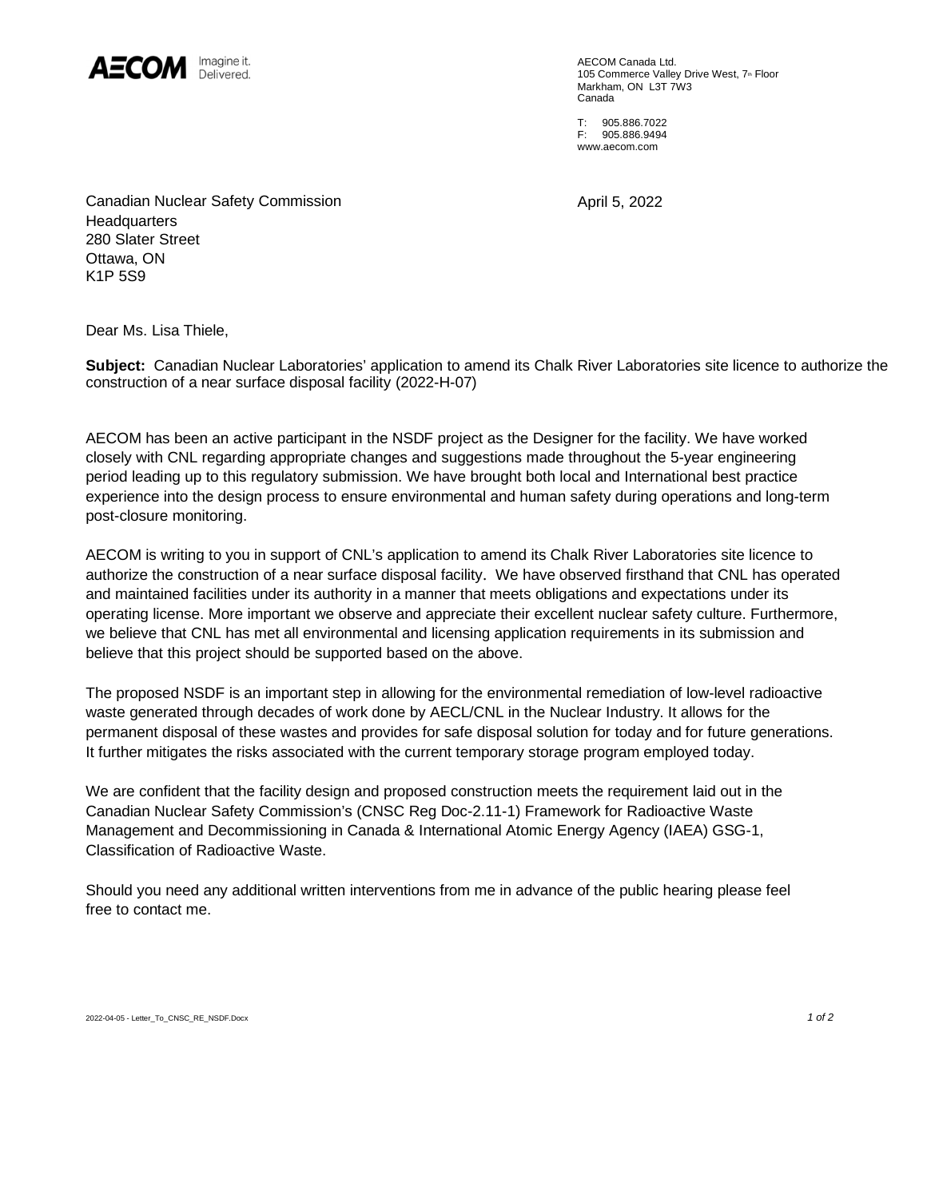AECOM Imagine it. Delivered.

AECOM Canada Ltd.
105 Commerce Valley Drive West, 7th Floor
Markham, ON L3T 7W3
Canada

T: 905.886.7022
F: 905.886.9494
www.aecom.com

Canadian Nuclear Safety Commission
Headquarters
280 Slater Street
Ottawa, ON
K1P 5S9

April 5, 2022

Dear Ms. Lisa Thiele,

**Subject:** Canadian Nuclear Laboratories' application to amend its Chalk River Laboratories site licence to authorize the construction of a near surface disposal facility (2022-H-07)

AECOM has been an active participant in the NSDF project as the Designer for the facility. We have worked closely with CNL regarding appropriate changes and suggestions made throughout the 5-year engineering period leading up to this regulatory submission. We have brought both local and International best practice experience into the design process to ensure environmental and human safety during operations and long-term post-closure monitoring.

AECOM is writing to you in support of CNL's application to amend its Chalk River Laboratories site licence to authorize the construction of a near surface disposal facility. We have observed firsthand that CNL has operated and maintained facilities under its authority in a manner that meets obligations and expectations under its operating license. More important we observe and appreciate their excellent nuclear safety culture. Furthermore, we believe that CNL has met all environmental and licensing application requirements in its submission and believe that this project should be supported based on the above.

The proposed NSDF is an important step in allowing for the environmental remediation of low-level radioactive waste generated through decades of work done by AECL/CNL in the Nuclear Industry. It allows for the permanent disposal of these wastes and provides for safe disposal solution for today and for future generations. It further mitigates the risks associated with the current temporary storage program employed today.

We are confident that the facility design and proposed construction meets the requirement laid out in the Canadian Nuclear Safety Commission's (CNSC Reg Doc-2.11-1) Framework for Radioactive Waste Management and Decommissioning in Canada & International Atomic Energy Agency (IAEA) GSG-1, Classification of Radioactive Waste.

Should you need any additional written interventions from me in advance of the public hearing please feel free to contact me.

2022-04-05 - Letter_To_CNSC_RE_NSDF.Docx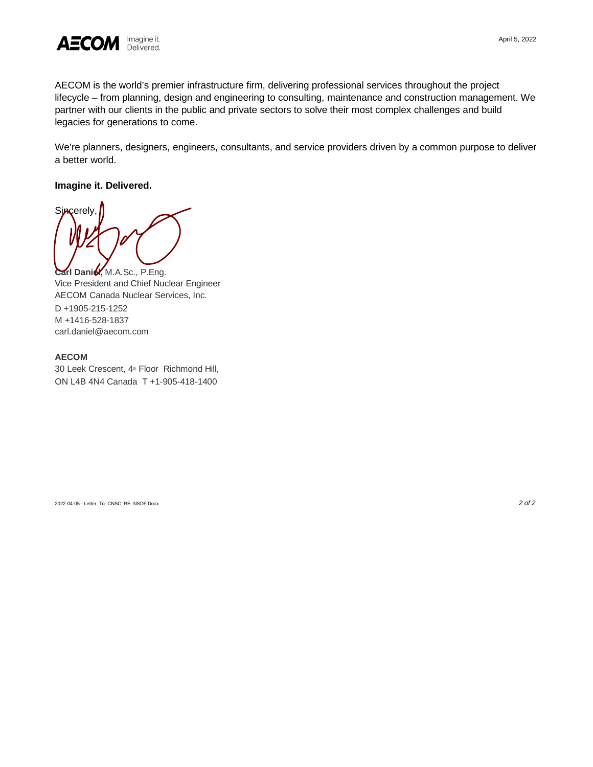AECOM is the world's premier infrastructure firm, delivering professional services throughout the project lifecycle – from planning, design and engineering to consulting, maintenance and construction management. We partner with our clients in the public and private sectors to solve their most complex challenges and build legacies for generations to come.

We're planners, designers, engineers, consultants, and service providers driven by a common purpose to deliver a better world.

**Imagine it. Delivered.**

Sincerely,

**Carl Daniel,** M.A.Sc., P.Eng.
Vice President and Chief Nuclear Engineer
AECOM Canada Nuclear Services, Inc.
D +1905-215-1252
M +1416-528-1837
carl.daniel@aecom.com

**AECOM**
30 Leek Crescent, 4th Floor Richmond Hill,
ON L4B 4N4 Canada T +1-905-418-1400

2022-04-05 - Letter_To_CNSC_RE_NSDF.Docx